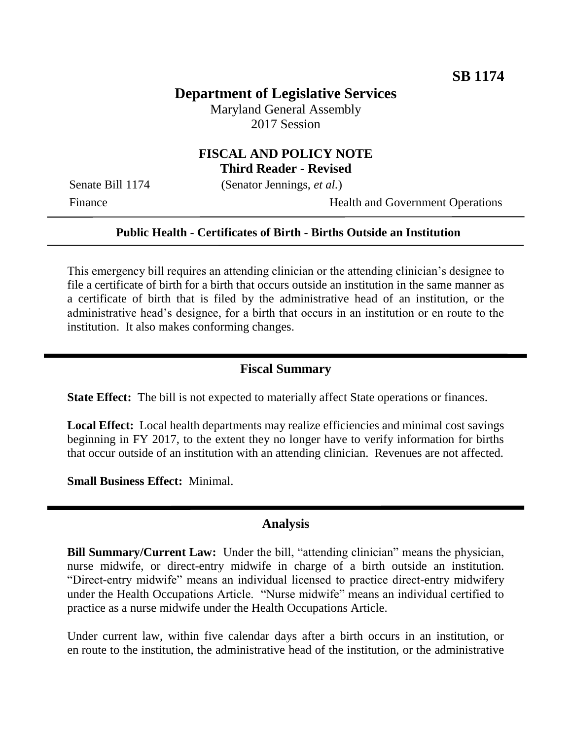**SB 1174**

# Department of Legislative Services

Maryland General Assembly
2017 Session

## FISCAL AND POLICY NOTE
**Third Reader - Revised**

Senate Bill 1174 (Senator Jennings, *et al.*)

Finance Health and Government Operations

---

**Public Health - Certificates of Birth - Births Outside an Institution**

---

This emergency bill requires an attending clinician or the attending clinician's designee to file a certificate of birth for a birth that occurs outside an institution in the same manner as a certificate of birth that is filed by the administrative head of an institution, or the administrative head's designee, for a birth that occurs in an institution or en route to the institution. It also makes conforming changes.

---

## Fiscal Summary

**State Effect:** The bill is not expected to materially affect State operations or finances.

**Local Effect:** Local health departments may realize efficiencies and minimal cost savings beginning in FY 2017, to the extent they no longer have to verify information for births that occur outside of an institution with an attending clinician. Revenues are not affected.

**Small Business Effect:** Minimal.

---

## Analysis

**Bill Summary/Current Law:** Under the bill, "attending clinician" means the physician, nurse midwife, or direct-entry midwife in charge of a birth outside an institution. "Direct-entry midwife" means an individual licensed to practice direct-entry midwifery under the Health Occupations Article. "Nurse midwife" means an individual certified to practice as a nurse midwife under the Health Occupations Article.

Under current law, within five calendar days after a birth occurs in an institution, or en route to the institution, the administrative head of the institution, or the administrative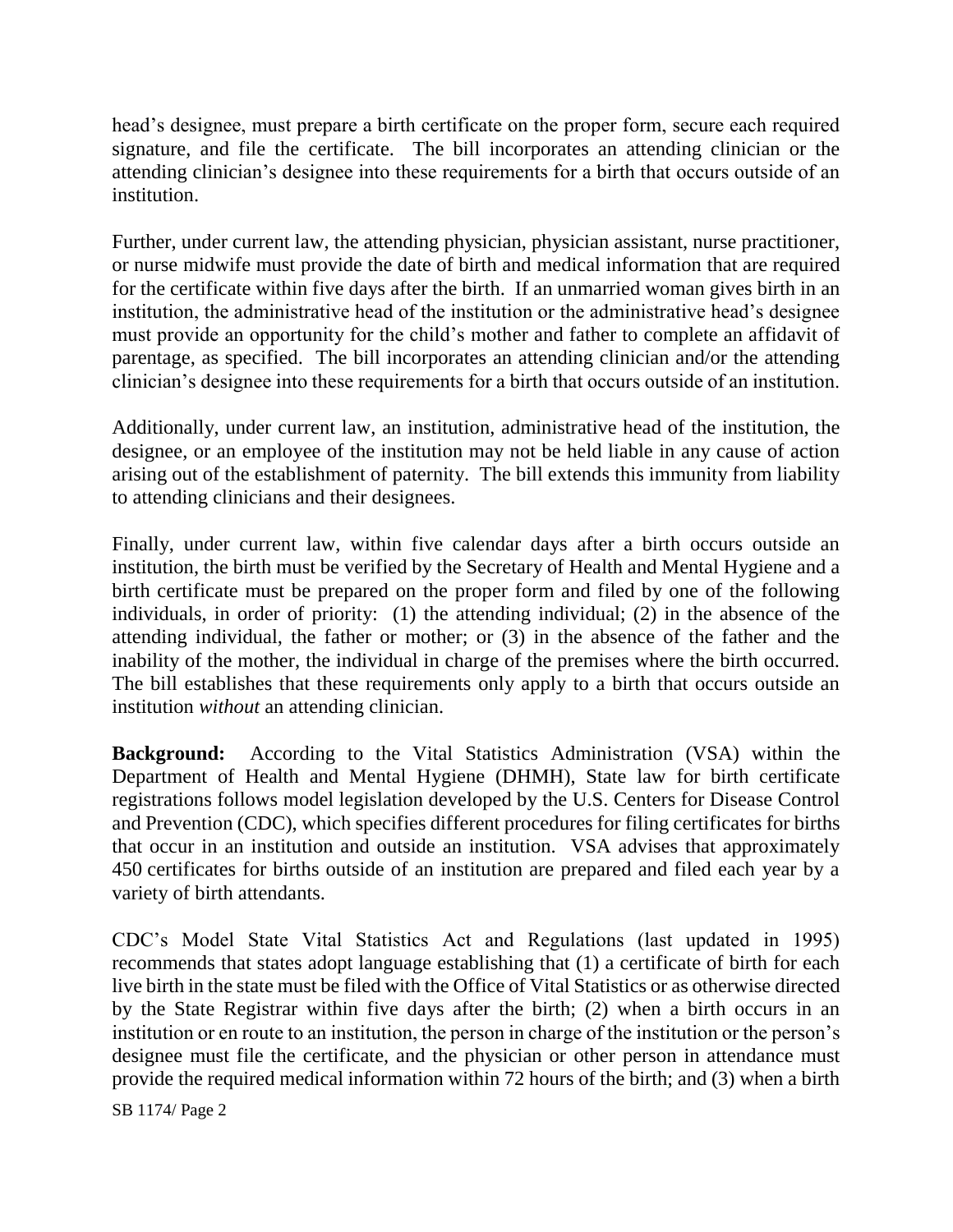head's designee, must prepare a birth certificate on the proper form, secure each required signature, and file the certificate. The bill incorporates an attending clinician or the attending clinician's designee into these requirements for a birth that occurs outside of an institution.

Further, under current law, the attending physician, physician assistant, nurse practitioner, or nurse midwife must provide the date of birth and medical information that are required for the certificate within five days after the birth. If an unmarried woman gives birth in an institution, the administrative head of the institution or the administrative head's designee must provide an opportunity for the child's mother and father to complete an affidavit of parentage, as specified. The bill incorporates an attending clinician and/or the attending clinician's designee into these requirements for a birth that occurs outside of an institution.

Additionally, under current law, an institution, administrative head of the institution, the designee, or an employee of the institution may not be held liable in any cause of action arising out of the establishment of paternity. The bill extends this immunity from liability to attending clinicians and their designees.

Finally, under current law, within five calendar days after a birth occurs outside an institution, the birth must be verified by the Secretary of Health and Mental Hygiene and a birth certificate must be prepared on the proper form and filed by one of the following individuals, in order of priority: (1) the attending individual; (2) in the absence of the attending individual, the father or mother; or (3) in the absence of the father and the inability of the mother, the individual in charge of the premises where the birth occurred. The bill establishes that these requirements only apply to a birth that occurs outside an institution *without* an attending clinician.

**Background:** According to the Vital Statistics Administration (VSA) within the Department of Health and Mental Hygiene (DHMH), State law for birth certificate registrations follows model legislation developed by the U.S. Centers for Disease Control and Prevention (CDC), which specifies different procedures for filing certificates for births that occur in an institution and outside an institution. VSA advises that approximately 450 certificates for births outside of an institution are prepared and filed each year by a variety of birth attendants.

CDC's Model State Vital Statistics Act and Regulations (last updated in 1995) recommends that states adopt language establishing that (1) a certificate of birth for each live birth in the state must be filed with the Office of Vital Statistics or as otherwise directed by the State Registrar within five days after the birth; (2) when a birth occurs in an institution or en route to an institution, the person in charge of the institution or the person's designee must file the certificate, and the physician or other person in attendance must provide the required medical information within 72 hours of the birth; and (3) when a birth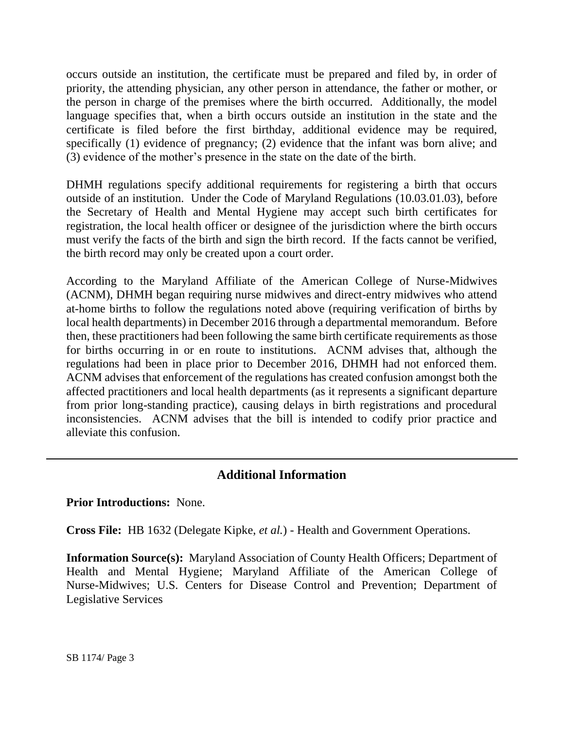occurs outside an institution, the certificate must be prepared and filed by, in order of priority, the attending physician, any other person in attendance, the father or mother, or the person in charge of the premises where the birth occurred. Additionally, the model language specifies that, when a birth occurs outside an institution in the state and the certificate is filed before the first birthday, additional evidence may be required, specifically (1) evidence of pregnancy; (2) evidence that the infant was born alive; and (3) evidence of the mother's presence in the state on the date of the birth.

DHMH regulations specify additional requirements for registering a birth that occurs outside of an institution. Under the Code of Maryland Regulations (10.03.01.03), before the Secretary of Health and Mental Hygiene may accept such birth certificates for registration, the local health officer or designee of the jurisdiction where the birth occurs must verify the facts of the birth and sign the birth record. If the facts cannot be verified, the birth record may only be created upon a court order.

According to the Maryland Affiliate of the American College of Nurse-Midwives (ACNM), DHMH began requiring nurse midwives and direct-entry midwives who attend at-home births to follow the regulations noted above (requiring verification of births by local health departments) in December 2016 through a departmental memorandum. Before then, these practitioners had been following the same birth certificate requirements as those for births occurring in or en route to institutions. ACNM advises that, although the regulations had been in place prior to December 2016, DHMH had not enforced them. ACNM advises that enforcement of the regulations has created confusion amongst both the affected practitioners and local health departments (as it represents a significant departure from prior long-standing practice), causing delays in birth registrations and procedural inconsistencies. ACNM advises that the bill is intended to codify prior practice and alleviate this confusion.

## Additional Information

**Prior Introductions:** None.

**Cross File:** HB 1632 (Delegate Kipke, *et al.*) - Health and Government Operations.

**Information Source(s):** Maryland Association of County Health Officers; Department of Health and Mental Hygiene; Maryland Affiliate of the American College of Nurse-Midwives; U.S. Centers for Disease Control and Prevention; Department of Legislative Services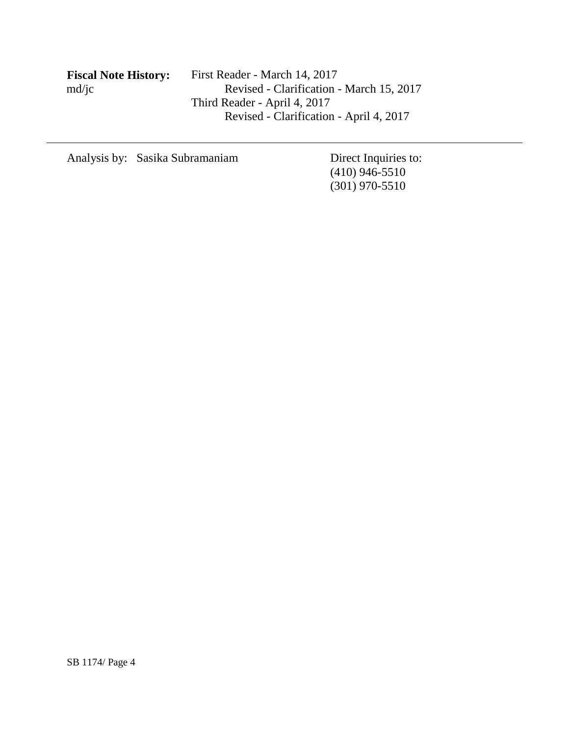**Fiscal Note History:** First Reader - March 14, 2017
md/jc Revised - Clarification - March 15, 2017
Third Reader - April 4, 2017
Revised - Clarification - April 4, 2017

---

Analysis by: Sasika Subramaniam

Direct Inquiries to:
(410) 946-5510
(301) 970-5510